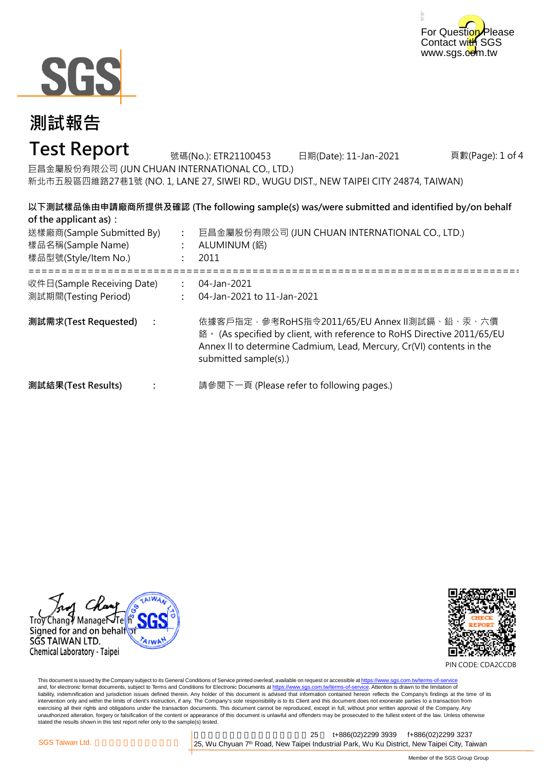For Question Please Contact with SGS
www.sgs.com.tw

SGS

# 測試報告

# Test Report

號碼(No.): ETR21100453　日期(Date): 11-Jan-2021　頁數(Page): 1 of 4

巨昌金屬股份有限公司 (JUN CHUAN INTERNATIONAL CO., LTD.)
新北市五股區四維路27巷1號 (NO. 1, LANE 27, SIWEI RD., WUGU DIST., NEW TAIPEI CITY 24874, TAIWAN)

**以下測試樣品係由申請廠商所提供及確認 (The following sample(s) was/were submitted and identified by/on behalf of the applicant as)：**

送樣廠商(Sample Submitted By) : 巨昌金屬股份有限公司 (JUN CHUAN INTERNATIONAL CO., LTD.)
樣品名稱(Sample Name) : ALUMINUM (鋁)
樣品型號(Style/Item No.) : 2011

==========================================================================

收件日(Sample Receiving Date) : 04-Jan-2021
測試期間(Testing Period) : 04-Jan-2021 to 11-Jan-2021

**測試需求(Test Requested)** : 依據客戶指定，參考RoHS指令2011/65/EU Annex II測試鎘、鉛、汞、六價鉻。 (As specified by client, with reference to RoHS Directive 2011/65/EU Annex II to determine Cadmium, Lead, Mercury, Cr(VI) contents in the submitted sample(s).)

**測試結果(Test Results)** : 請參閱下一頁 (Please refer to following pages.)

Troy Chang / Manager - Tech
Signed for and on behalf of
SGS TAIWAN LTD.
Chemical Laboratory - Taipei

CHECK REPORT
PIN CODE: CDA2CCDB

This document is issued by the Company subject to its General Conditions of Service printed overleaf, available on request or accessible at https://www.sgs.com.tw/terms-of-service and, for electronic format documents, subject to Terms and Conditions for Electronic Documents at https://www.sgs.com.tw/terms-of-service. Attention is drawn to the limitation of liability, indemnification and jurisdiction issues defined therein. Any holder of this document is advised that information contained hereon reflects the Company's findings at the time of its intervention only and within the limits of client's instruction, if any. The Company's sole responsibility is to its Client and this document does not exonerate parties to a transaction from exercising all their rights and obligations under the transaction documents. This document cannot be reproduced, except in full, without prior written approval of the Company. Any unauthorized alteration, forgery or falsification of the content or appearance of this document is unlawful and offenders may be prosecuted to the fullest extent of the law. Unless otherwise stated the results shown in this test report refer only to the sample(s) tested.

SGS Taiwan Ltd.　25　t+886(02)2299 3939　f+886(02)2299 3237
25, Wu Chyuan 7th Road, New Taipei Industrial Park, Wu Ku District, New Taipei City, Taiwan

Member of the SGS Group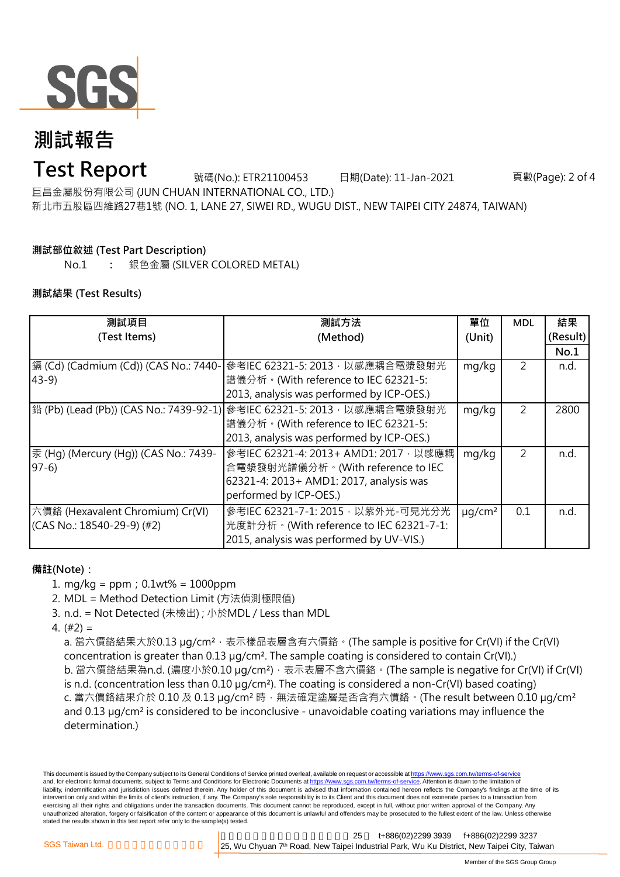# 測試報告

# Test Report

號碼(No.): ETR21100453　　日期(Date): 11-Jan-2021

巨昌金屬股份有限公司 (JUN CHUAN INTERNATIONAL CO., LTD.)

新北市五股區四維路27巷1號 (NO. 1, LANE 27, SIWEI RD., WUGU DIST., NEW TAIPEI CITY 24874, TAIWAN)

**測試部位敘述 (Test Part Description)**

No.1　:　銀色金屬 (SILVER COLORED METAL)

**測試結果 (Test Results)**

| 測試項目 (Test Items) | 測試方法 (Method) | 單位 (Unit) | MDL | 結果 (Result) No.1 |
|---|---|---|---|---|
| 鎘 (Cd) (Cadmium (Cd)) (CAS No.: 7440-43-9) | 參考IEC 62321-5: 2013，以感應耦合電漿發射光譜儀分析。(With reference to IEC 62321-5: 2013, analysis was performed by ICP-OES.) | mg/kg | 2 | n.d. |
| 鉛 (Pb) (Lead (Pb)) (CAS No.: 7439-92-1) | 參考IEC 62321-5: 2013，以感應耦合電漿發射光譜儀分析。(With reference to IEC 62321-5: 2013, analysis was performed by ICP-OES.) | mg/kg | 2 | 2800 |
| 汞 (Hg) (Mercury (Hg)) (CAS No.: 7439-97-6) | 參考IEC 62321-4: 2013+ AMD1: 2017，以感應耦合電漿發射光譜儀分析。(With reference to IEC 62321-4: 2013+ AMD1: 2017, analysis was performed by ICP-OES.) | mg/kg | 2 | n.d. |
| 六價鉻 (Hexavalent Chromium) Cr(VI) (CAS No.: 18540-29-9) (#2) | 參考IEC 62321-7-1: 2015，以紫外光-可見光分光光度計分析。(With reference to IEC 62321-7-1: 2015, analysis was performed by UV-VIS.) | μg/cm² | 0.1 | n.d. |

**備註(Note)：**

1. mg/kg = ppm；0.1wt% = 1000ppm
2. MDL = Method Detection Limit (方法偵測極限值)
3. n.d. = Not Detected (未檢出)；小於MDL / Less than MDL
4. (#2) =

   a. 當六價鉻結果大於0.13 μg/cm²，表示樣品表層含有六價鉻。(The sample is positive for Cr(VI) if the Cr(VI) concentration is greater than 0.13 μg/cm². The sample coating is considered to contain Cr(VI).)

   b. 當六價鉻結果為n.d. (濃度小於0.10 μg/cm²)，表示表層不含六價鉻。(The sample is negative for Cr(VI) if Cr(VI) is n.d. (concentration less than 0.10 μg/cm²). The coating is considered a non-Cr(VI) based coating)

   c. 當六價鉻結果介於 0.10 及 0.13 μg/cm² 時，無法確定塗層是否含有六價鉻。(The result between 0.10 μg/cm² and 0.13 μg/cm² is considered to be inconclusive - unavoidable coating variations may influence the determination.)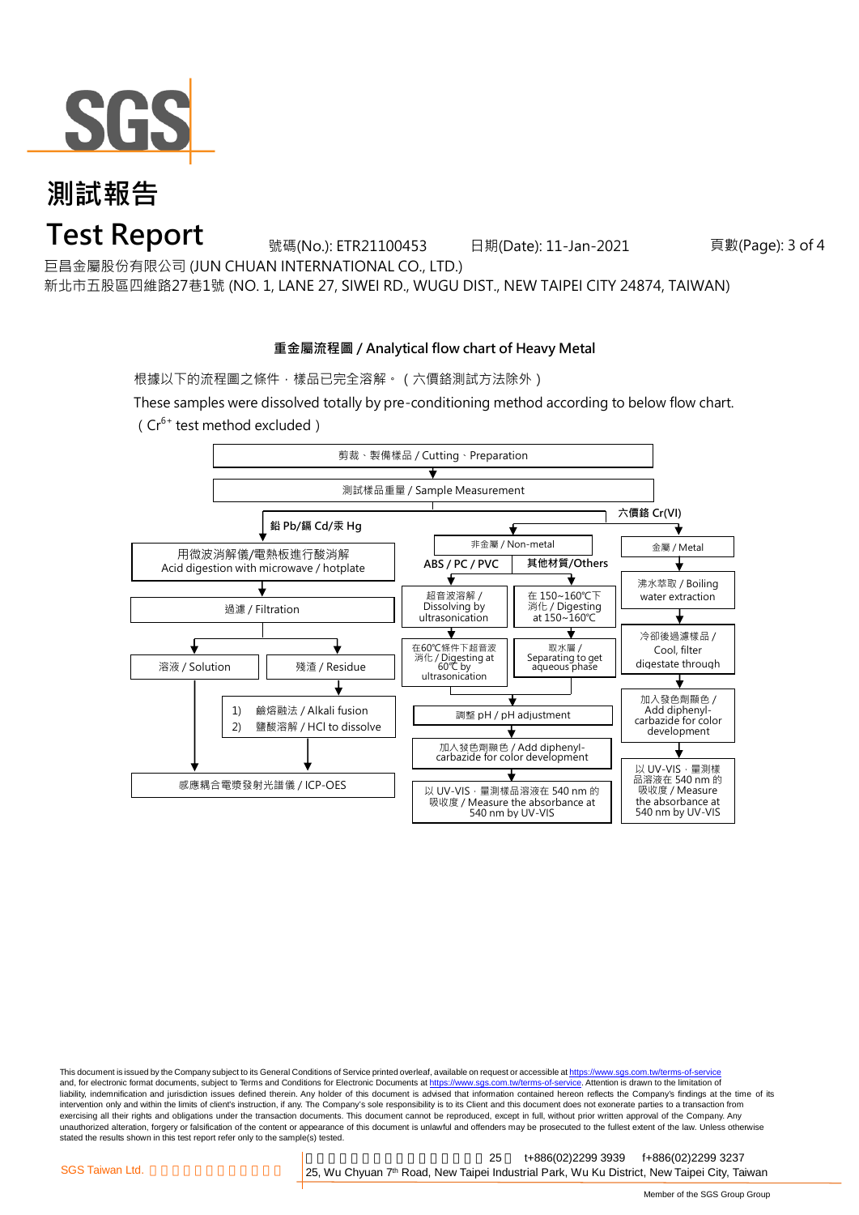# 測試報告

# Test Report

號碼(No.): ETR21100453 日期(Date): 11-Jan-2021

巨昌金屬股份有限公司 (JUN CHUAN INTERNATIONAL CO., LTD.)

新北市五股區四維路27巷1號 (NO. 1, LANE 27, SIWEI RD., WUGU DIST., NEW TAIPEI CITY 24874, TAIWAN)

## 重金屬流程圖 / Analytical flow chart of Heavy Metal

根據以下的流程圖之條件，樣品已完全溶解。（六價鉻測試方法除外）

These samples were dissolved totally by pre-conditioning method according to below flow chart. （$Cr^{6+}$ test method excluded）

剪裁、製備樣品 / Cutting、Preparation

↓

測試樣品重量 / Sample Measurement

**鉛 Pb/鎘 Cd/汞 Hg**

1. 用微波消解儀/電熱板進行酸消解 Acid digestion with microwave / hotplate
2. 過濾 / Filtration
3. 溶液 / Solution → 感應耦合電漿發射光譜儀 / ICP-OES
4. 殘渣 / Residue → 1) 鹼熔融法 / Alkali fusion 2) 鹽酸溶解 / HCl to dissolve → 感應耦合電漿發射光譜儀 / ICP-OES

**六價鉻 Cr(VI)**

非金屬 / Non-metal

- ABS / PC / PVC: 超音波溶解 / Dissolving by ultrasonication → 在60℃條件下超音波消化 / Digesting at 60℃ by ultrasonication
- 其他材質/Others: 在 150~160℃下消化 / Digesting at 150~160℃ → 取水層 / Separating to get aqueous phase

→ 調整 pH / pH adjustment → 加入發色劑顯色 / Add diphenyl-carbazide for color development → 以 UV-VIS，量測樣品溶液在 540 nm 的吸收度 / Measure the absorbance at 540 nm by UV-VIS

金屬 / Metal

沸水萃取 / Boiling water extraction → 冷卻後過濾樣品 / Cool, filter digestate through → 加入發色劑顯色 / Add diphenyl-carbazide for color development → 以 UV-VIS，量測樣品溶液在 540 nm 的吸收度 / Measure the absorbance at 540 nm by UV-VIS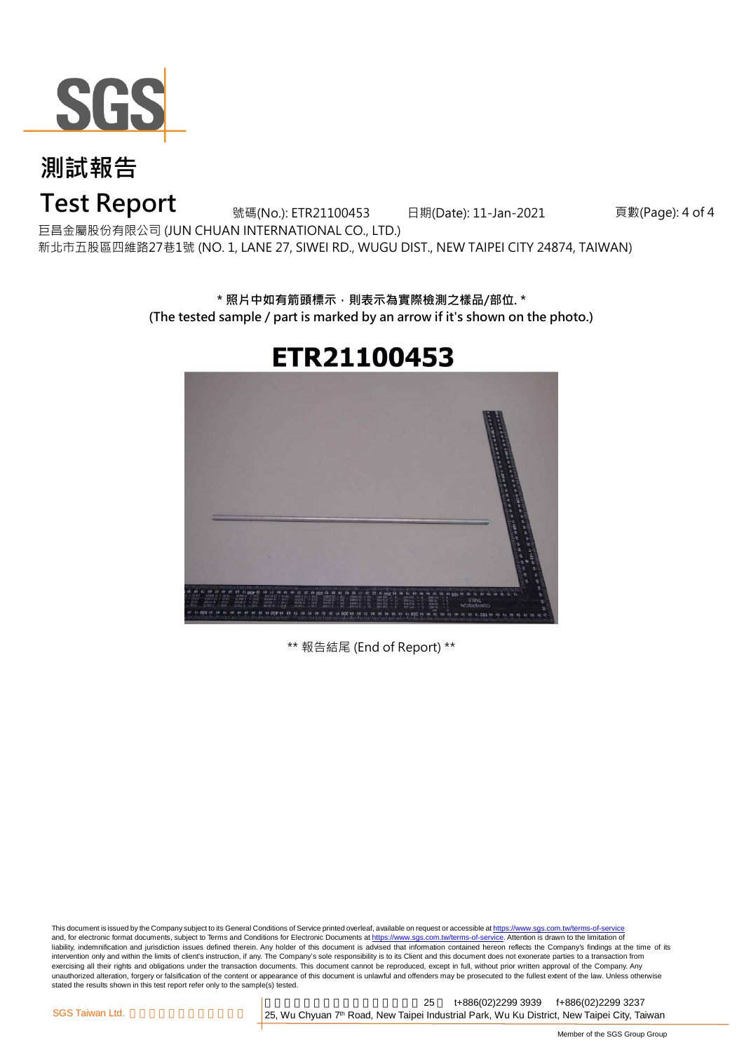# 測試報告

# Test Report

號碼(No.): ETR21100453 日期(Date): 11-Jan-2021

巨昌金屬股份有限公司 (JUN CHUAN INTERNATIONAL CO., LTD.)

新北市五股區四維路27巷1號 (NO. 1, LANE 27, SIWEI RD., WUGU DIST., NEW TAIPEI CITY 24874, TAIWAN)

**\* 照片中如有箭頭標示，則表示為實際檢測之樣品/部位. \***
**(The tested sample / part is marked by an arrow if it's shown on the photo.)**

**ETR21100453**

\*\* 報告結尾 (End of Report) \*\*

This document is issued by the Company subject to its General Conditions of Service printed overleaf, available on request or accessible at https://www.sgs.com.tw/terms-of-service and, for electronic format documents, subject to Terms and Conditions for Electronic Documents at https://www.sgs.com.tw/terms-of-service. Attention is drawn to the limitation of liability, indemnification and jurisdiction issues defined therein. Any holder of this document is advised that information contained hereon reflects the Company's findings at the time of its intervention only and within the limits of client's instruction, if any. The Company's sole responsibility is to its Client and this document does not exonerate parties to a transaction from exercising all their rights and obligations under the transaction documents. This document cannot be reproduced, except in full, without prior written approval of the Company. Any unauthorized alteration, forgery or falsification of the content or appearance of this document is unlawful and offenders may be prosecuted to the fullest extent of the law. Unless otherwise stated the results shown in this test report refer only to the sample(s) tested.

SGS Taiwan Ltd. | 25, Wu Chyuan 7th Road, New Taipei Industrial Park, Wu Ku District, New Taipei City, Taiwan t+886(02)2299 3939 f+886(02)2299 3237

Member of the SGS Group